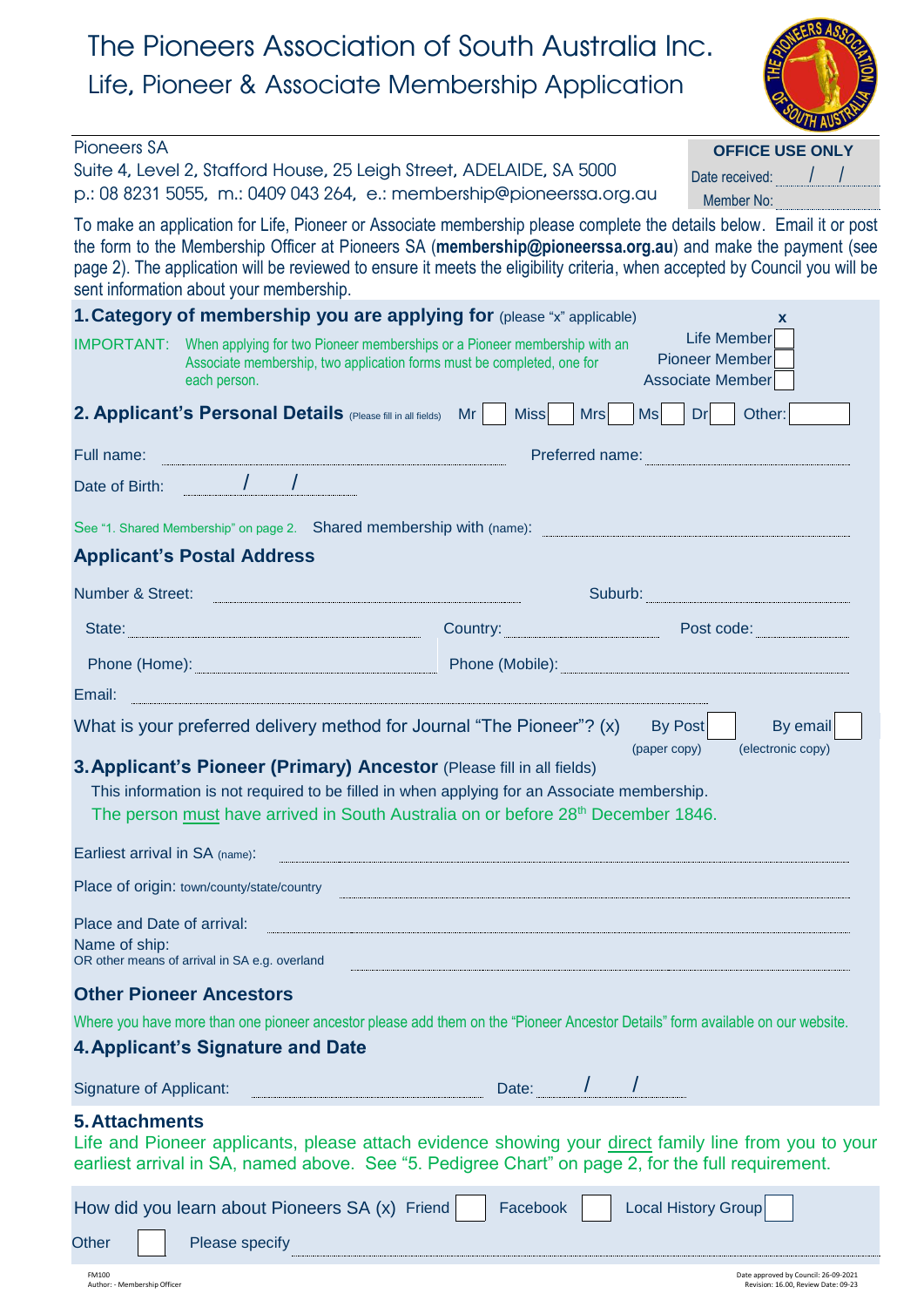# The Pioneers Association of South Australia Inc.

## Life, Pioneer & Associate Membership Application

Pioneers SA
Suite 4, Level 2, Stafford House, 25 Leigh Street, ADELAIDE, SA 5000
p.: 08 8231 5055, m.: 0409 043 264, e.: membership@pioneerssa.org.au

**OFFICE USE ONLY**
Date received: / /
Member No:

To make an application for Life, Pioneer or Associate membership please complete the details below. Email it or post the form to the Membership Officer at Pioneers SA (**membership@pioneerssa.org.au**) and make the payment (see page 2). The application will be reviewed to ensure it meets the eligibility criteria, when accepted by Council you will be sent information about your membership.

### 1. Category of membership you are applying for (please "x" applicable)

IMPORTANT: When applying for two Pioneer memberships or a Pioneer membership with an Associate membership, two application forms must be completed, one for each person.

| | x |
|---|---|
| Life Member | |
| Pioneer Member | |
| Associate Member | |

### 2. Applicant's Personal Details (Please fill in all fields)

Mr [ ] Miss [ ] Mrs [ ] Ms [ ] Dr [ ] Other: [ ]

Full name: ____________________ Preferred name: ____________________

Date of Birth: / /

See "1. Shared Membership" on page 2. Shared membership with (name): ____________________

#### Applicant's Postal Address

Number & Street: ____________________ Suburb: ____________________

State: ____________________ Country: ____________________ Post code: ____________________

Phone (Home): ____________________ Phone (Mobile): ____________________

Email: ____________________

What is your preferred delivery method for Journal "The Pioneer"? (x) By Post (paper copy) [ ] By email (electronic copy) [ ]

### 3. Applicant's Pioneer (Primary) Ancestor (Please fill in all fields)

This information is not required to be filled in when applying for an Associate membership.

The person must have arrived in South Australia on or before 28th December 1846.

Earliest arrival in SA (name): ____________________

Place of origin: town/county/state/country ____________________

Place and Date of arrival: ____________________

Name of ship:
OR other means of arrival in SA e.g. overland ____________________

#### Other Pioneer Ancestors

Where you have more than one pioneer ancestor please add them on the "Pioneer Ancestor Details" form available on our website.

### 4. Applicant's Signature and Date

Signature of Applicant: ____________________ Date: / /

### 5. Attachments

Life and Pioneer applicants, please attach evidence showing your direct family line from you to your earliest arrival in SA, named above. See "5. Pedigree Chart" on page 2, for the full requirement.

How did you learn about Pioneers SA (x) Friend [ ] Facebook [ ] Local History Group [ ]

Other [ ] Please specify ____________________

FM100
Author: - Membership Officer

Date approved by Council: 26-09-2021
Revision: 16.00, Review Date: 09-23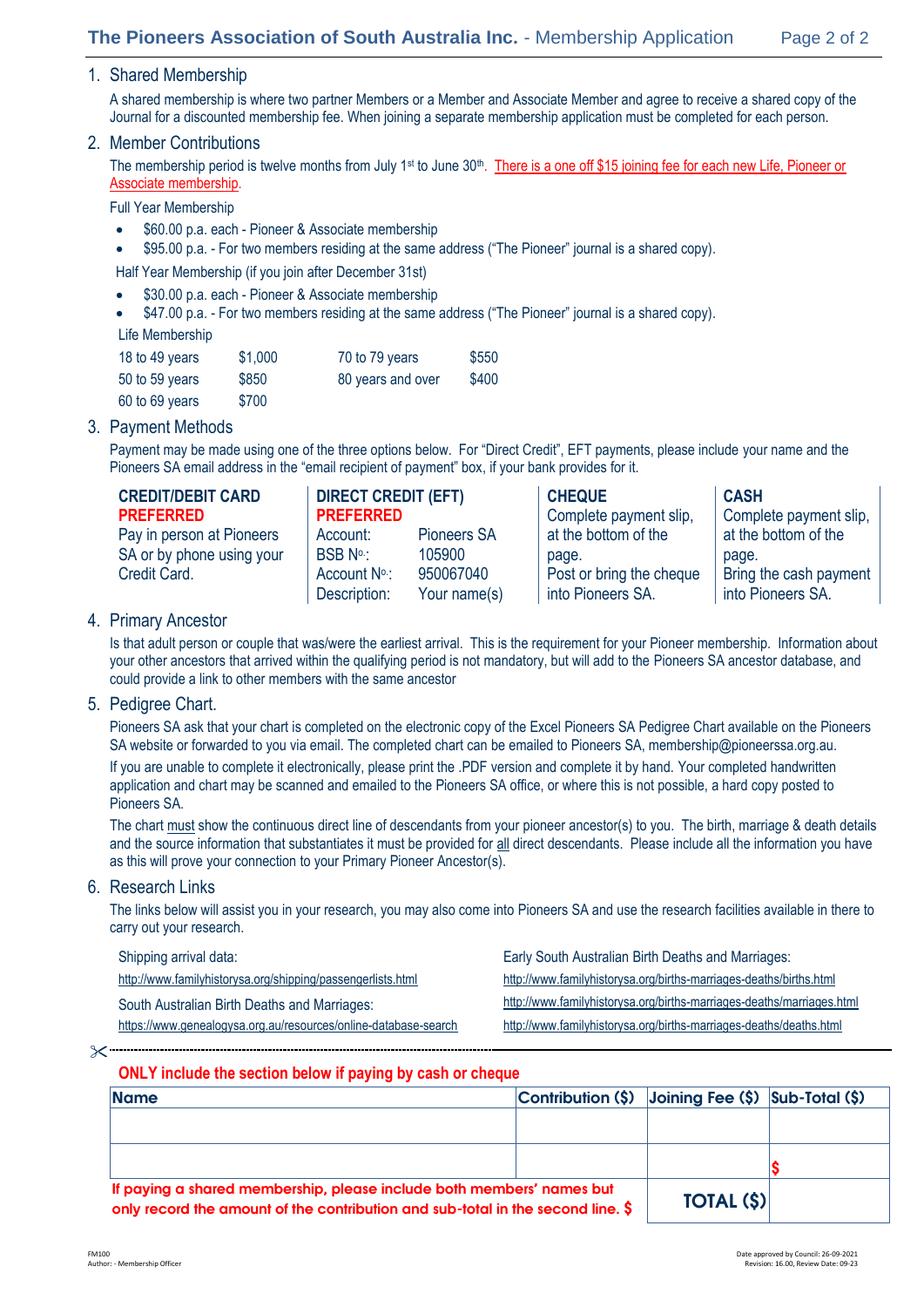1. Shared Membership

A shared membership is where two partner Members or a Member and Associate Member and agree to receive a shared copy of the Journal for a discounted membership fee. When joining a separate membership application must be completed for each person.

2. Member Contributions

The membership period is twelve months from July 1st to June 30th. There is a one off $15 joining fee for each new Life, Pioneer or Associate membership.

Full Year Membership

- $60.00 p.a. each - Pioneer & Associate membership
- $95.00 p.a. - For two members residing at the same address ("The Pioneer" journal is a shared copy).

Half Year Membership (if you join after December 31st)

- $30.00 p.a. each - Pioneer & Associate membership
- $47.00 p.a. - For two members residing at the same address ("The Pioneer" journal is a shared copy).

Life Membership

| | | | |
|---|---|---|---|
| 18 to 49 years | $1,000 | 70 to 79 years | $550 |
| 50 to 59 years | $850 | 80 years and over | $400 |
| 60 to 69 years | $700 | | |

3. Payment Methods

Payment may be made using one of the three options below. For "Direct Credit", EFT payments, please include your name and the Pioneers SA email address in the "email recipient of payment" box, if your bank provides for it.

| CREDIT/DEBIT CARD **PREFERRED** | DIRECT CREDIT (EFT) **PREFERRED** | CHEQUE | CASH |
|---|---|---|---|
| Pay in person at Pioneers SA or by phone using your Credit Card. | Account: Pioneers SA<br>BSB No.: 105900<br>Account No.: 950067040<br>Description: Your name(s) | Complete payment slip, at the bottom of the page.<br>Post or bring the cheque into Pioneers SA. | Complete payment slip, at the bottom of the page.<br>Bring the cash payment into Pioneers SA. |

4. Primary Ancestor

Is that adult person or couple that was/were the earliest arrival. This is the requirement for your Pioneer membership. Information about your other ancestors that arrived within the qualifying period is not mandatory, but will add to the Pioneers SA ancestor database, and could provide a link to other members with the same ancestor

5. Pedigree Chart.

Pioneers SA ask that your chart is completed on the electronic copy of the Excel Pioneers SA Pedigree Chart available on the Pioneers SA website or forwarded to you via email. The completed chart can be emailed to Pioneers SA, membership@pioneerssa.org.au.

If you are unable to complete it electronically, please print the .PDF version and complete it by hand. Your completed handwritten application and chart may be scanned and emailed to the Pioneers SA office, or where this is not possible, a hard copy posted to Pioneers SA.

The chart must show the continuous direct line of descendants from your pioneer ancestor(s) to you. The birth, marriage & death details and the source information that substantiates it must be provided for all direct descendants. Please include all the information you have as this will prove your connection to your Primary Pioneer Ancestor(s).

6. Research Links

The links below will assist you in your research, you may also come into Pioneers SA and use the research facilities available in there to carry out your research.

Shipping arrival data:
http://www.familyhistorysa.org/shipping/passengerlists.html

South Australian Birth Deaths and Marriages:
https://www.genealogysa.org.au/resources/online-database-search

Early South Australian Birth Deaths and Marriages:
http://www.familyhistorysa.org/births-marriages-deaths/births.html
http://www.familyhistorysa.org/births-marriages-deaths/marriages.html
http://www.familyhistorysa.org/births-marriages-deaths/deaths.html

**ONLY include the section below if paying by cash or cheque**

| Name | Contribution ($) | Joining Fee ($) | Sub-Total ($) |
|---|---|---|---|
| | | | |
| | | | $ |
| **If paying a shared membership, please include both members' names but only record the amount of the contribution and sub-total in the second line. $** | | **TOTAL ($)** | |

FM100
Author: - Membership Officer

Date approved by Council: 26-09-2021
Revision: 16.00, Review Date: 09-23